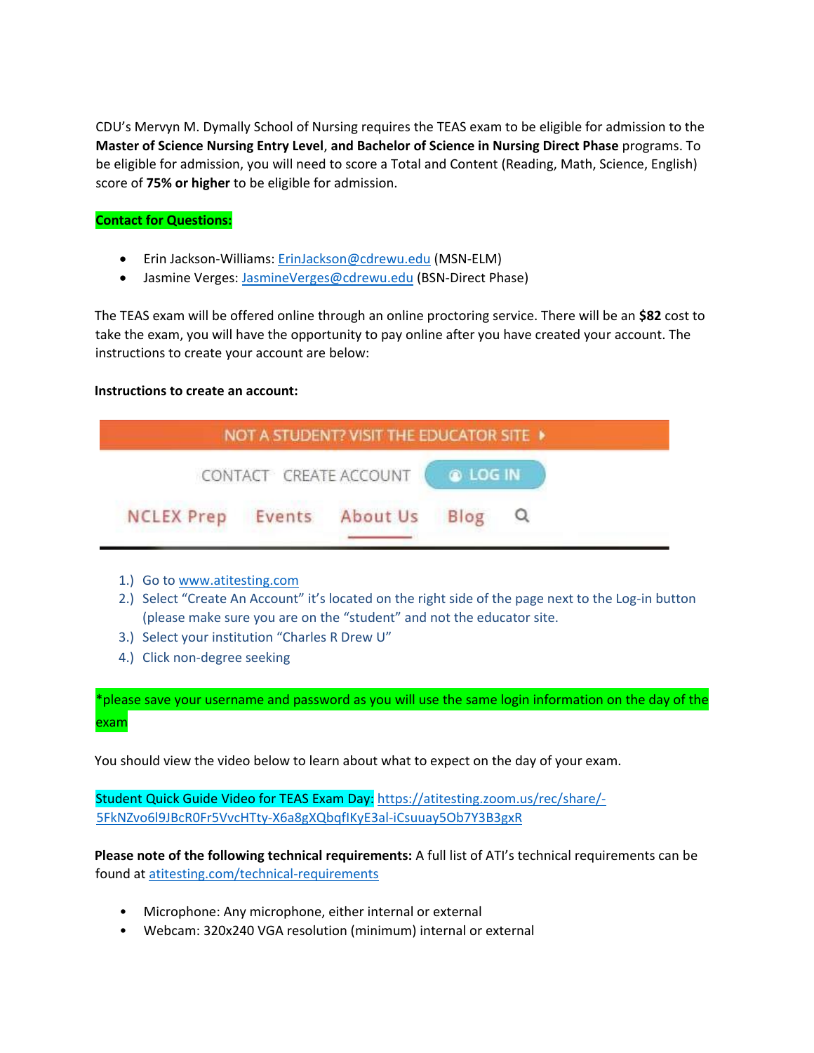CDU's Mervyn M. Dymally School of Nursing requires the TEAS exam to be eligible for admission to the **Master of Science Nursing Entry Level**, **and Bachelor of Science in Nursing Direct Phase** programs. To be eligible for admission, you will need to score a Total and Content (Reading, Math, Science, English) score of **75% or higher** to be eligible for admission.

**Contact for Questions:**

- Erin Jackson-Williams: ErinJackson@cdrewu.edu (MSN-ELM)
- Jasmine Verges: JasmineVerges@cdrewu.edu (BSN-Direct Phase)

The TEAS exam will be offered online through an online proctoring service. There will be an **$82** cost to take the exam, you will have the opportunity to pay online after you have created your account. The instructions to create your account are below:

**Instructions to create an account:**

NOT A STUDENT? VISIT THE EDUCATOR SITE

CONTACT CREATE ACCOUNT LOG IN

NCLEX Prep Events About Us Blog

1.) Go to www.atitesting.com
2.) Select "Create An Account" it's located on the right side of the page next to the Log-in button (please make sure you are on the "student" and not the educator site.
3.) Select your institution "Charles R Drew U"
4.) Click non-degree seeking

*please save your username and password as you will use the same login information on the day of the exam

You should view the video below to learn about what to expect on the day of your exam.

Student Quick Guide Video for TEAS Exam Day: https://atitesting.zoom.us/rec/share/-5FkNZvo6l9JBcR0Fr5VvcHTty-X6a8gXQbqflKyE3al-iCsuuay5Ob7Y3B3gxR

**Please note of the following technical requirements:** A full list of ATI's technical requirements can be found at atitesting.com/technical-requirements

- Microphone: Any microphone, either internal or external
- Webcam: 320x240 VGA resolution (minimum) internal or external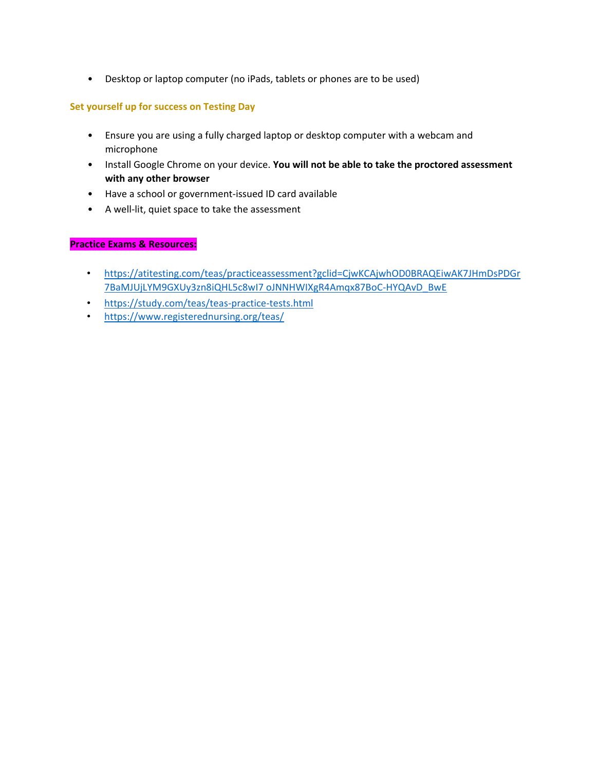- Desktop or laptop computer (no iPads, tablets or phones are to be used)

**Set yourself up for success on Testing Day**

- Ensure you are using a fully charged laptop or desktop computer with a webcam and microphone
- Install Google Chrome on your device. **You will not be able to take the proctored assessment with any other browser**
- Have a school or government-issued ID card available
- A well-lit, quiet space to take the assessment

**Practice Exams & Resources:**

- https://atitesting.com/teas/practiceassessment?gclid=CjwKCAjwhOD0BRAQEiwAK7JHmDsPDGr7BaMJUjLYM9GXUy3zn8iQHL5c8wI7 oJNNHWIXgR4Amqx87BoC-HYQAvD_BwE
- https://study.com/teas/teas-practice-tests.html
- https://www.registerednursing.org/teas/